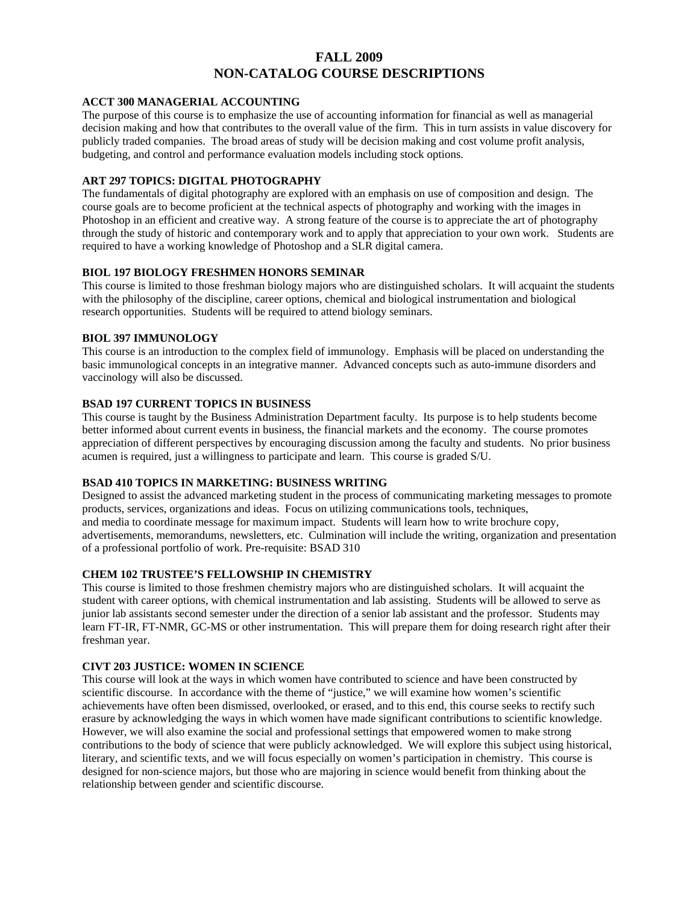# FALL 2009
# NON-CATALOG COURSE DESCRIPTIONS

**ACCT 300 MANAGERIAL ACCOUNTING**

The purpose of this course is to emphasize the use of accounting information for financial as well as managerial decision making and how that contributes to the overall value of the firm. This in turn assists in value discovery for publicly traded companies. The broad areas of study will be decision making and cost volume profit analysis, budgeting, and control and performance evaluation models including stock options.

**ART 297 TOPICS: DIGITAL PHOTOGRAPHY**

The fundamentals of digital photography are explored with an emphasis on use of composition and design. The course goals are to become proficient at the technical aspects of photography and working with the images in Photoshop in an efficient and creative way. A strong feature of the course is to appreciate the art of photography through the study of historic and contemporary work and to apply that appreciation to your own work. Students are required to have a working knowledge of Photoshop and a SLR digital camera.

**BIOL 197 BIOLOGY FRESHMEN HONORS SEMINAR**

This course is limited to those freshman biology majors who are distinguished scholars. It will acquaint the students with the philosophy of the discipline, career options, chemical and biological instrumentation and biological research opportunities. Students will be required to attend biology seminars.

**BIOL 397 IMMUNOLOGY**

This course is an introduction to the complex field of immunology. Emphasis will be placed on understanding the basic immunological concepts in an integrative manner. Advanced concepts such as auto-immune disorders and vaccinology will also be discussed.

**BSAD 197 CURRENT TOPICS IN BUSINESS**

This course is taught by the Business Administration Department faculty. Its purpose is to help students become better informed about current events in business, the financial markets and the economy. The course promotes appreciation of different perspectives by encouraging discussion among the faculty and students. No prior business acumen is required, just a willingness to participate and learn. This course is graded S/U.

**BSAD 410 TOPICS IN MARKETING: BUSINESS WRITING**

Designed to assist the advanced marketing student in the process of communicating marketing messages to promote products, services, organizations and ideas. Focus on utilizing communications tools, techniques, and media to coordinate message for maximum impact. Students will learn how to write brochure copy, advertisements, memorandums, newsletters, etc. Culmination will include the writing, organization and presentation of a professional portfolio of work. Pre-requisite: BSAD 310

**CHEM 102 TRUSTEE'S FELLOWSHIP IN CHEMISTRY**

This course is limited to those freshmen chemistry majors who are distinguished scholars. It will acquaint the student with career options, with chemical instrumentation and lab assisting. Students will be allowed to serve as junior lab assistants second semester under the direction of a senior lab assistant and the professor. Students may learn FT-IR, FT-NMR, GC-MS or other instrumentation. This will prepare them for doing research right after their freshman year.

**CIVT 203 JUSTICE: WOMEN IN SCIENCE**

This course will look at the ways in which women have contributed to science and have been constructed by scientific discourse. In accordance with the theme of "justice," we will examine how women's scientific achievements have often been dismissed, overlooked, or erased, and to this end, this course seeks to rectify such erasure by acknowledging the ways in which women have made significant contributions to scientific knowledge. However, we will also examine the social and professional settings that empowered women to make strong contributions to the body of science that were publicly acknowledged. We will explore this subject using historical, literary, and scientific texts, and we will focus especially on women's participation in chemistry. This course is designed for non-science majors, but those who are majoring in science would benefit from thinking about the relationship between gender and scientific discourse.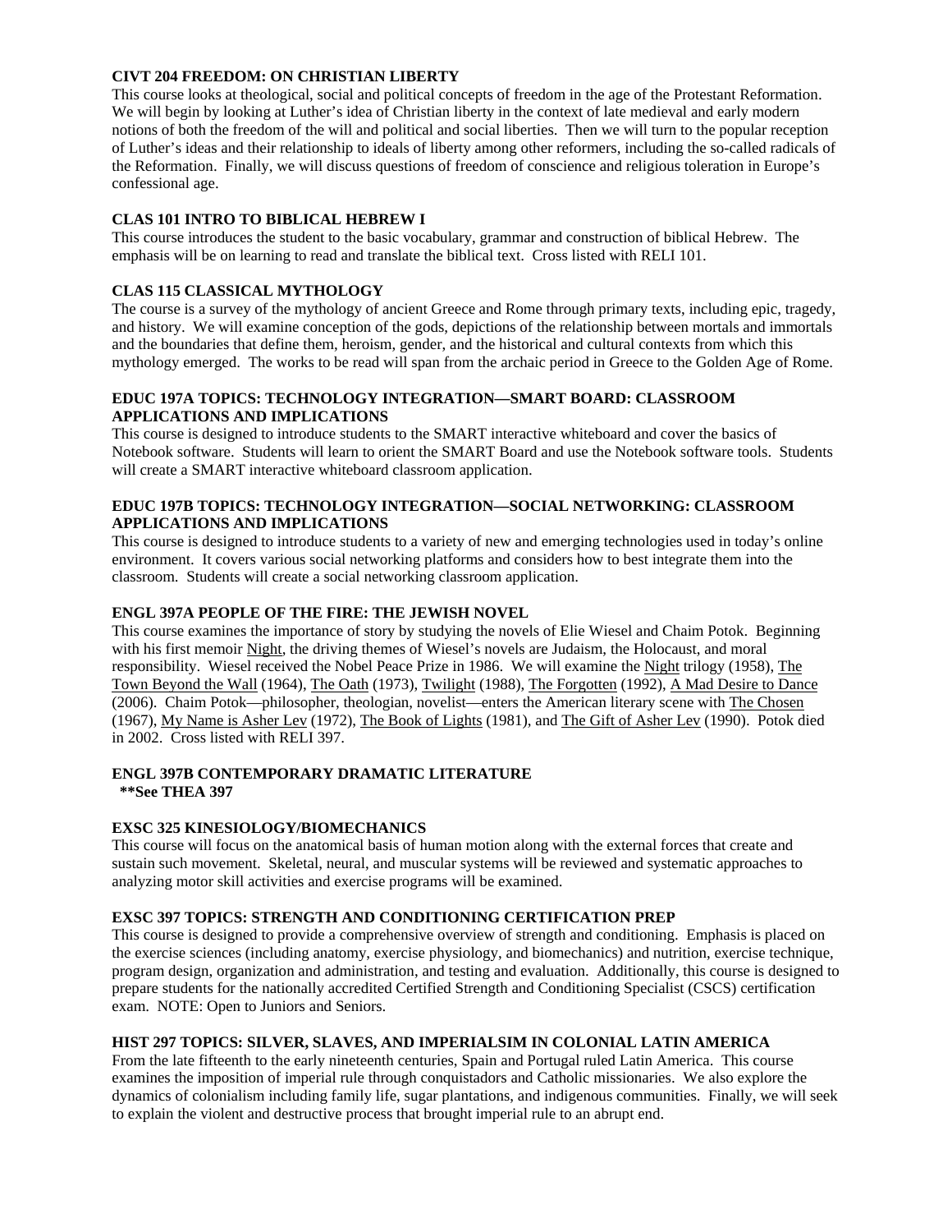**CIVT 204 FREEDOM: ON CHRISTIAN LIBERTY**

This course looks at theological, social and political concepts of freedom in the age of the Protestant Reformation. We will begin by looking at Luther's idea of Christian liberty in the context of late medieval and early modern notions of both the freedom of the will and political and social liberties. Then we will turn to the popular reception of Luther's ideas and their relationship to ideals of liberty among other reformers, including the so-called radicals of the Reformation. Finally, we will discuss questions of freedom of conscience and religious toleration in Europe's confessional age.

**CLAS 101 INTRO TO BIBLICAL HEBREW I**

This course introduces the student to the basic vocabulary, grammar and construction of biblical Hebrew. The emphasis will be on learning to read and translate the biblical text. Cross listed with RELI 101.

**CLAS 115 CLASSICAL MYTHOLOGY**

The course is a survey of the mythology of ancient Greece and Rome through primary texts, including epic, tragedy, and history. We will examine conception of the gods, depictions of the relationship between mortals and immortals and the boundaries that define them, heroism, gender, and the historical and cultural contexts from which this mythology emerged. The works to be read will span from the archaic period in Greece to the Golden Age of Rome.

**EDUC 197A TOPICS: TECHNOLOGY INTEGRATION—SMART BOARD: CLASSROOM APPLICATIONS AND IMPLICATIONS**

This course is designed to introduce students to the SMART interactive whiteboard and cover the basics of Notebook software. Students will learn to orient the SMART Board and use the Notebook software tools. Students will create a SMART interactive whiteboard classroom application.

**EDUC 197B TOPICS: TECHNOLOGY INTEGRATION—SOCIAL NETWORKING: CLASSROOM APPLICATIONS AND IMPLICATIONS**

This course is designed to introduce students to a variety of new and emerging technologies used in today's online environment. It covers various social networking platforms and considers how to best integrate them into the classroom. Students will create a social networking classroom application.

**ENGL 397A PEOPLE OF THE FIRE: THE JEWISH NOVEL**

This course examines the importance of story by studying the novels of Elie Wiesel and Chaim Potok. Beginning with his first memoir Night, the driving themes of Wiesel's novels are Judaism, the Holocaust, and moral responsibility. Wiesel received the Nobel Peace Prize in 1986. We will examine the Night trilogy (1958), The Town Beyond the Wall (1964), The Oath (1973), Twilight (1988), The Forgotten (1992), A Mad Desire to Dance (2006). Chaim Potok—philosopher, theologian, novelist—enters the American literary scene with The Chosen (1967), My Name is Asher Lev (1972), The Book of Lights (1981), and The Gift of Asher Lev (1990). Potok died in 2002. Cross listed with RELI 397.

**ENGL 397B CONTEMPORARY DRAMATIC LITERATURE**
**\*\*See THEA 397**

**EXSC 325 KINESIOLOGY/BIOMECHANICS**

This course will focus on the anatomical basis of human motion along with the external forces that create and sustain such movement. Skeletal, neural, and muscular systems will be reviewed and systematic approaches to analyzing motor skill activities and exercise programs will be examined.

**EXSC 397 TOPICS: STRENGTH AND CONDITIONING CERTIFICATION PREP**

This course is designed to provide a comprehensive overview of strength and conditioning. Emphasis is placed on the exercise sciences (including anatomy, exercise physiology, and biomechanics) and nutrition, exercise technique, program design, organization and administration, and testing and evaluation. Additionally, this course is designed to prepare students for the nationally accredited Certified Strength and Conditioning Specialist (CSCS) certification exam. NOTE: Open to Juniors and Seniors.

**HIST 297 TOPICS: SILVER, SLAVES, AND IMPERIALSIM IN COLONIAL LATIN AMERICA**

From the late fifteenth to the early nineteenth centuries, Spain and Portugal ruled Latin America. This course examines the imposition of imperial rule through conquistadors and Catholic missionaries. We also explore the dynamics of colonialism including family life, sugar plantations, and indigenous communities. Finally, we will seek to explain the violent and destructive process that brought imperial rule to an abrupt end.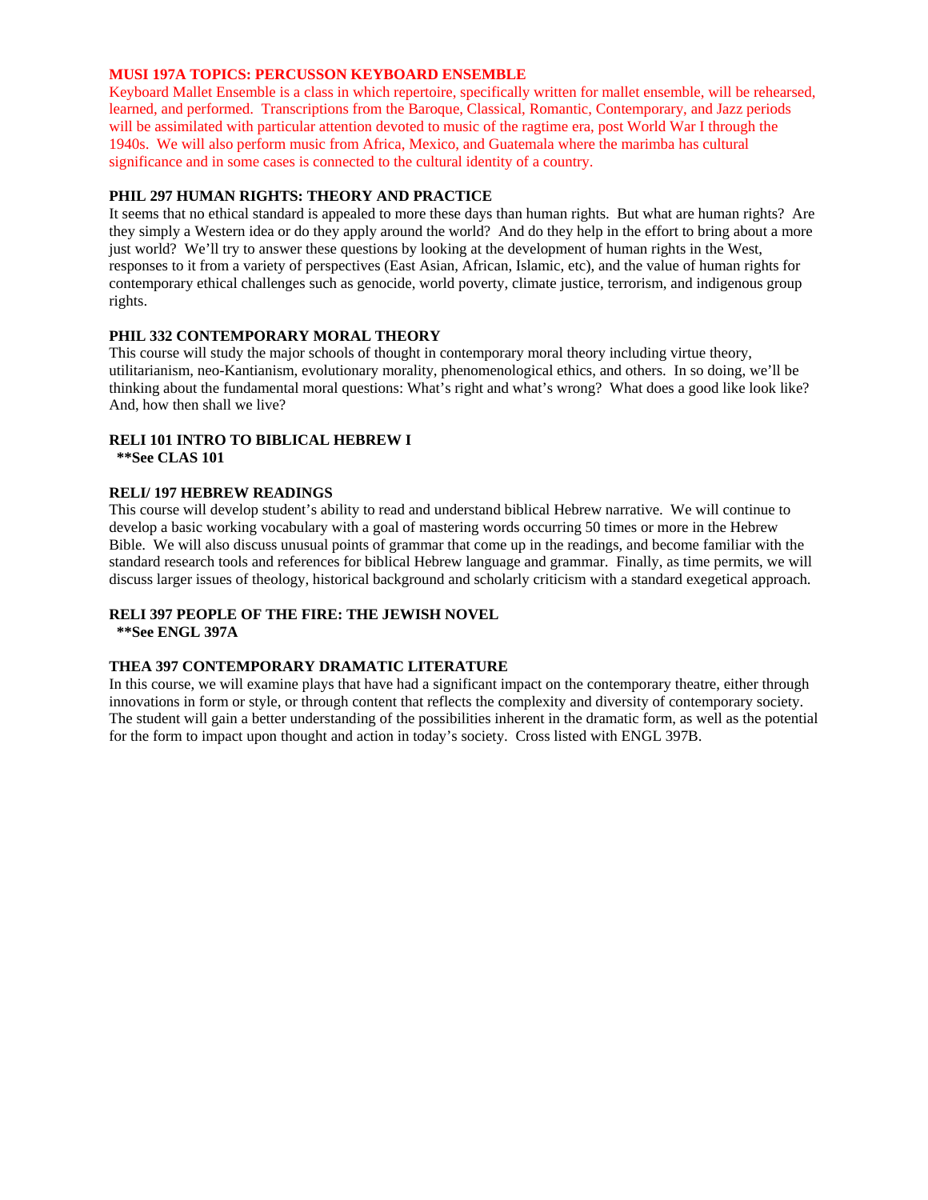**MUSI 197A TOPICS: PERCUSSON KEYBOARD ENSEMBLE**

Keyboard Mallet Ensemble is a class in which repertoire, specifically written for mallet ensemble, will be rehearsed, learned, and performed. Transcriptions from the Baroque, Classical, Romantic, Contemporary, and Jazz periods will be assimilated with particular attention devoted to music of the ragtime era, post World War I through the 1940s. We will also perform music from Africa, Mexico, and Guatemala where the marimba has cultural significance and in some cases is connected to the cultural identity of a country.

**PHIL 297 HUMAN RIGHTS: THEORY AND PRACTICE**

It seems that no ethical standard is appealed to more these days than human rights. But what are human rights? Are they simply a Western idea or do they apply around the world? And do they help in the effort to bring about a more just world? We'll try to answer these questions by looking at the development of human rights in the West, responses to it from a variety of perspectives (East Asian, African, Islamic, etc), and the value of human rights for contemporary ethical challenges such as genocide, world poverty, climate justice, terrorism, and indigenous group rights.

**PHIL 332 CONTEMPORARY MORAL THEORY**

This course will study the major schools of thought in contemporary moral theory including virtue theory, utilitarianism, neo-Kantianism, evolutionary morality, phenomenological ethics, and others. In so doing, we'll be thinking about the fundamental moral questions: What's right and what's wrong? What does a good like look like? And, how then shall we live?

**RELI 101 INTRO TO BIBLICAL HEBREW I**
**\*\*See CLAS 101**

**RELI/ 197 HEBREW READINGS**

This course will develop student's ability to read and understand biblical Hebrew narrative. We will continue to develop a basic working vocabulary with a goal of mastering words occurring 50 times or more in the Hebrew Bible. We will also discuss unusual points of grammar that come up in the readings, and become familiar with the standard research tools and references for biblical Hebrew language and grammar. Finally, as time permits, we will discuss larger issues of theology, historical background and scholarly criticism with a standard exegetical approach.

**RELI 397 PEOPLE OF THE FIRE: THE JEWISH NOVEL**
**\*\*See ENGL 397A**

**THEA 397 CONTEMPORARY DRAMATIC LITERATURE**

In this course, we will examine plays that have had a significant impact on the contemporary theatre, either through innovations in form or style, or through content that reflects the complexity and diversity of contemporary society. The student will gain a better understanding of the possibilities inherent in the dramatic form, as well as the potential for the form to impact upon thought and action in today's society. Cross listed with ENGL 397B.